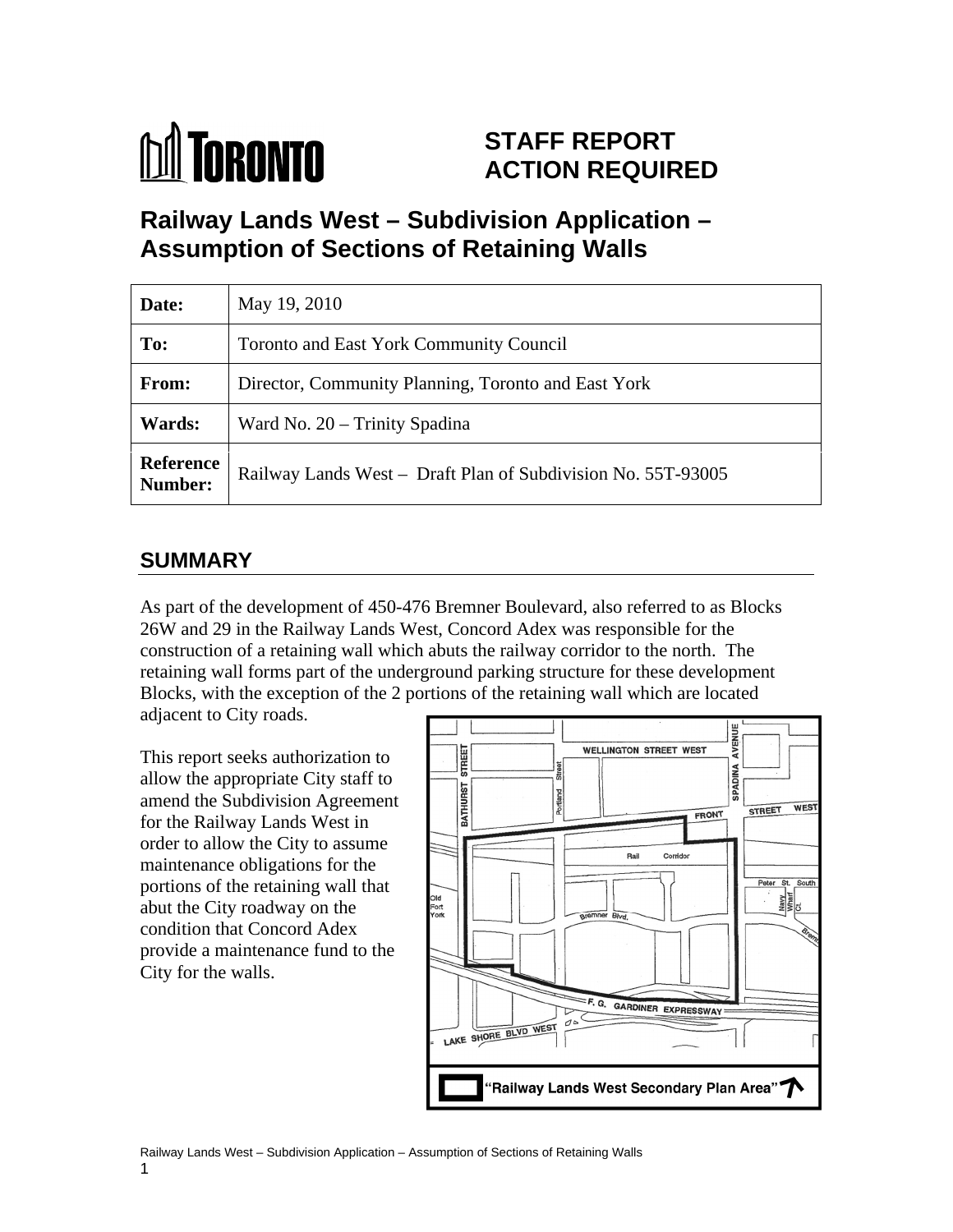# STAFF REPORT ACTION REQUIRED

## Railway Lands West – Subdivision Application – Assumption of Sections of Retaining Walls

| | |
|---|---|
| **Date:** | May 19, 2010 |
| **To:** | Toronto and East York Community Council |
| **From:** | Director, Community Planning, Toronto and East York |
| **Wards:** | Ward No. 20 – Trinity Spadina |
| **Reference Number:** | Railway Lands West – Draft Plan of Subdivision No. 55T-93005 |

## SUMMARY

As part of the development of 450-476 Bremner Boulevard, also referred to as Blocks 26W and 29 in the Railway Lands West, Concord Adex was responsible for the construction of a retaining wall which abuts the railway corridor to the north. The retaining wall forms part of the underground parking structure for these development Blocks, with the exception of the 2 portions of the retaining wall which are located adjacent to City roads.

This report seeks authorization to allow the appropriate City staff to amend the Subdivision Agreement for the Railway Lands West in order to allow the City to assume maintenance obligations for the portions of the retaining wall that abut the City roadway on the condition that Concord Adex provide a maintenance fund to the City for the walls.

"Railway Lands West Secondary Plan Area"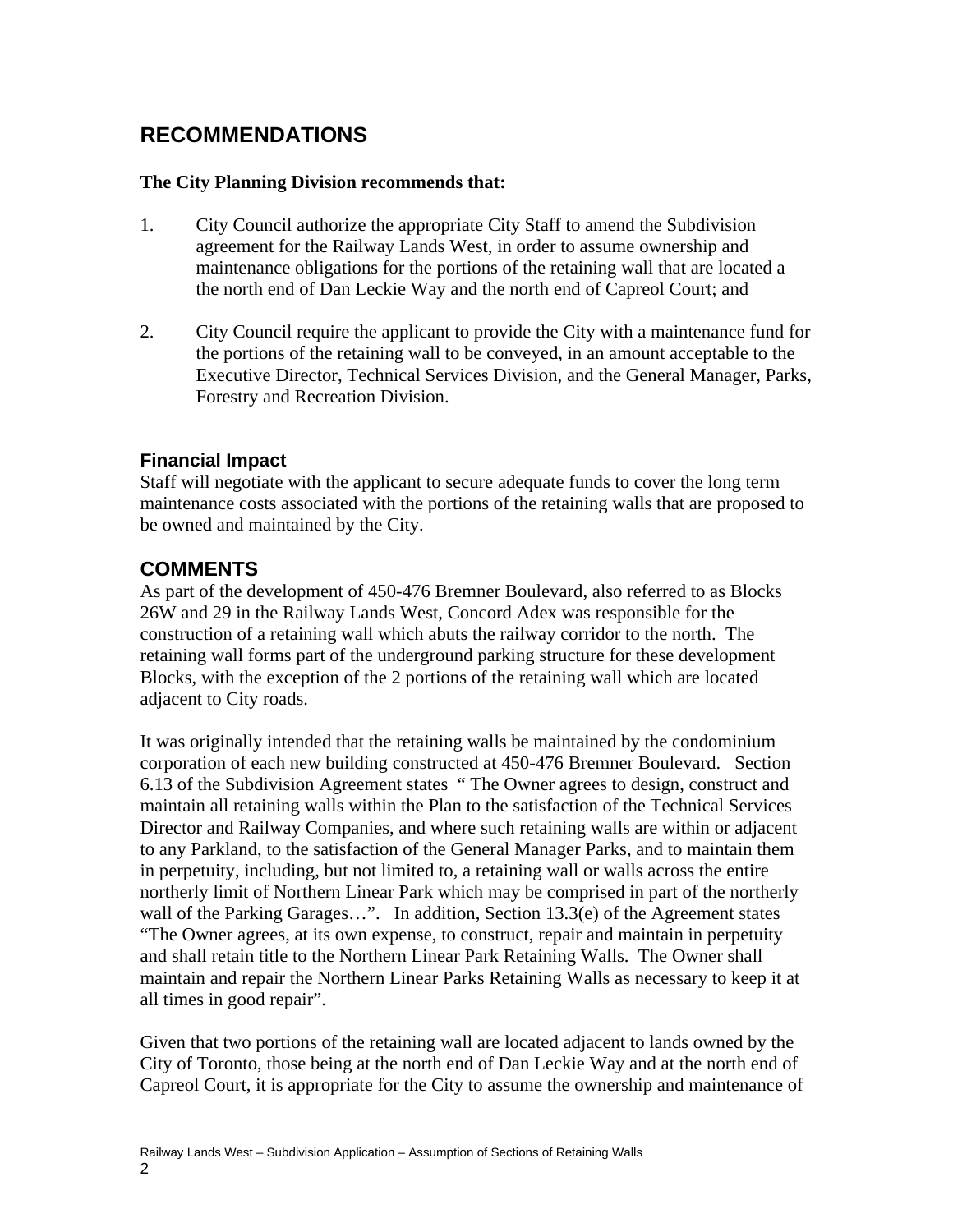## RECOMMENDATIONS

**The City Planning Division recommends that:**

1. City Council authorize the appropriate City Staff to amend the Subdivision agreement for the Railway Lands West, in order to assume ownership and maintenance obligations for the portions of the retaining wall that are located a the north end of Dan Leckie Way and the north end of Capreol Court; and

2. City Council require the applicant to provide the City with a maintenance fund for the portions of the retaining wall to be conveyed, in an amount acceptable to the Executive Director, Technical Services Division, and the General Manager, Parks, Forestry and Recreation Division.

### Financial Impact

Staff will negotiate with the applicant to secure adequate funds to cover the long term maintenance costs associated with the portions of the retaining walls that are proposed to be owned and maintained by the City.

## COMMENTS

As part of the development of 450-476 Bremner Boulevard, also referred to as Blocks 26W and 29 in the Railway Lands West, Concord Adex was responsible for the construction of a retaining wall which abuts the railway corridor to the north. The retaining wall forms part of the underground parking structure for these development Blocks, with the exception of the 2 portions of the retaining wall which are located adjacent to City roads.

It was originally intended that the retaining walls be maintained by the condominium corporation of each new building constructed at 450-476 Bremner Boulevard. Section 6.13 of the Subdivision Agreement states " The Owner agrees to design, construct and maintain all retaining walls within the Plan to the satisfaction of the Technical Services Director and Railway Companies, and where such retaining walls are within or adjacent to any Parkland, to the satisfaction of the General Manager Parks, and to maintain them in perpetuity, including, but not limited to, a retaining wall or walls across the entire northerly limit of Northern Linear Park which may be comprised in part of the northerly wall of the Parking Garages…". In addition, Section 13.3(e) of the Agreement states "The Owner agrees, at its own expense, to construct, repair and maintain in perpetuity and shall retain title to the Northern Linear Park Retaining Walls. The Owner shall maintain and repair the Northern Linear Parks Retaining Walls as necessary to keep it at all times in good repair".

Given that two portions of the retaining wall are located adjacent to lands owned by the City of Toronto, those being at the north end of Dan Leckie Way and at the north end of Capreol Court, it is appropriate for the City to assume the ownership and maintenance of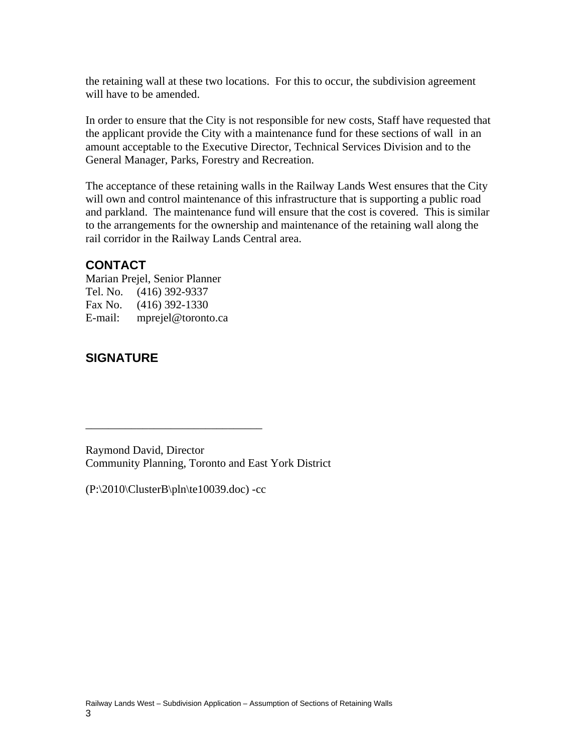the retaining wall at these two locations. For this to occur, the subdivision agreement will have to be amended.

In order to ensure that the City is not responsible for new costs, Staff have requested that the applicant provide the City with a maintenance fund for these sections of wall in an amount acceptable to the Executive Director, Technical Services Division and to the General Manager, Parks, Forestry and Recreation.

The acceptance of these retaining walls in the Railway Lands West ensures that the City will own and control maintenance of this infrastructure that is supporting a public road and parkland. The maintenance fund will ensure that the cost is covered. This is similar to the arrangements for the ownership and maintenance of the retaining wall along the rail corridor in the Railway Lands Central area.

## CONTACT

Marian Prejel, Senior Planner
Tel. No. (416) 392-9337
Fax No. (416) 392-1330
E-mail: mprejel@toronto.ca

## SIGNATURE

_______________________________

Raymond David, Director
Community Planning, Toronto and East York District

(P:\2010\ClusterB\pln\te10039.doc) -cc